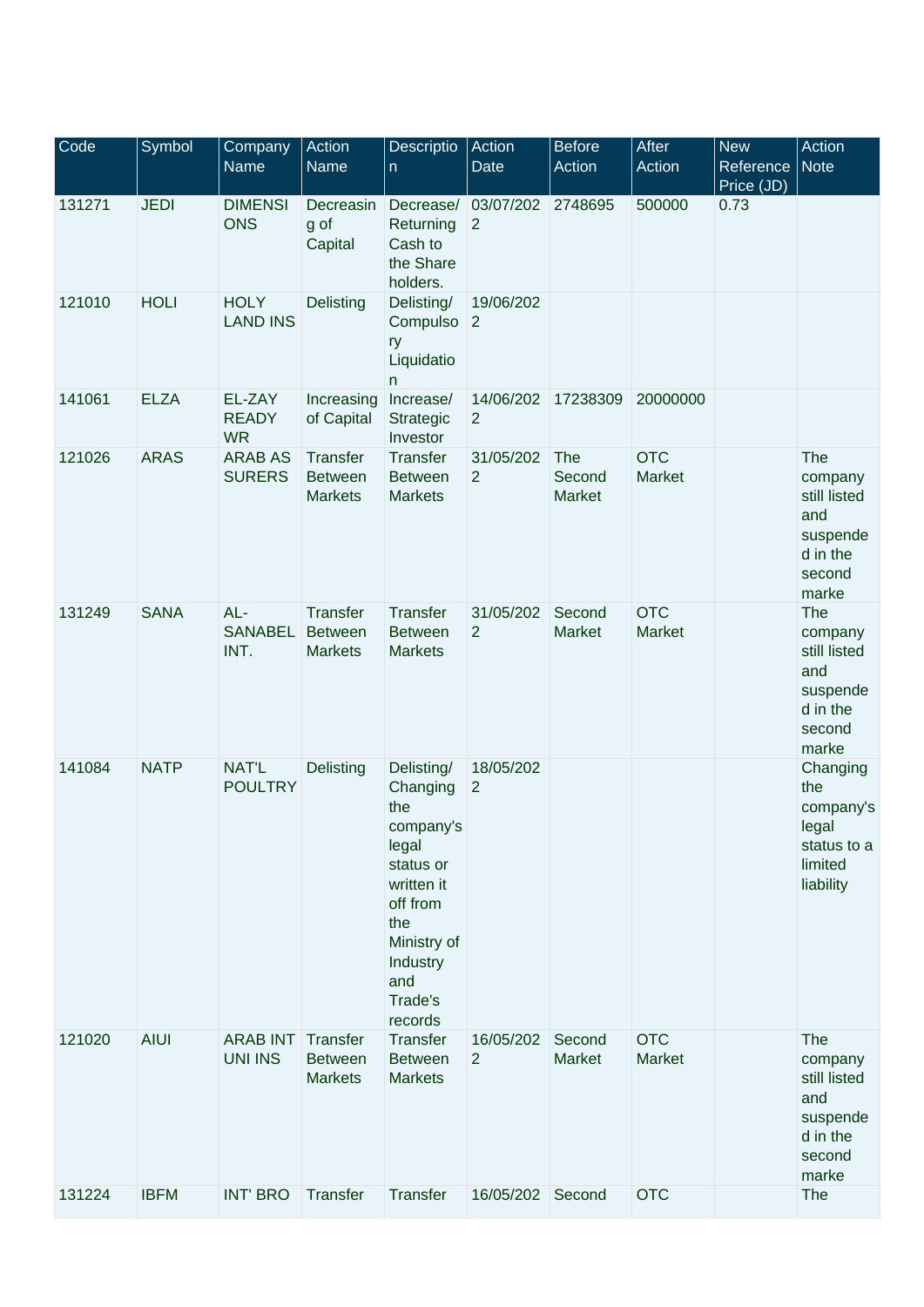| Code | Symbol | Company Name | Action Name | Description | Action Date | Before Action | After Action | New Reference Price (JD) | Action Note |
|---|---|---|---|---|---|---|---|---|---|
| 131271 | JEDI | DIMENSIONS | Decreasing of Capital | Decrease/ Returning Cash to the Share holders. | 03/07/2022 | 2748695 | 500000 | 0.73 | |
| 121010 | HOLI | HOLY LAND INS | Delisting | Delisting/ Compulsory Liquidation | 19/06/2022 | | | | |
| 141061 | ELZA | EL-ZAY READY WR | Increasing of Capital | Increase/ Strategic Investor | 14/06/2022 | 17238309 | 20000000 | | |
| 121026 | ARAS | ARAB ASSURERS | Transfer Between Markets | Transfer Between Markets | 31/05/2022 | The Second Market | OTC Market | | The company still listed and suspended in the second marke |
| 131249 | SANA | AL-SANABEL INT. | Transfer Between Markets | Transfer Between Markets | 31/05/2022 | Second Market | OTC Market | | The company still listed and suspended in the second marke |
| 141084 | NATP | NAT'L POULTRY | Delisting | Delisting/ Changing the company's legal status or written it off from the Ministry of Industry and Trade's records | 18/05/2022 | | | | Changing the company's legal status to a limited liability |
| 121020 | AIUI | ARAB INT UNI INS | Transfer Between Markets | Transfer Between Markets | 16/05/2022 | Second Market | OTC Market | | The company still listed and suspended in the second marke |
| 131224 | IBFM | INT' BRO | Transfer | Transfer | 16/05/202 | Second | OTC | | The |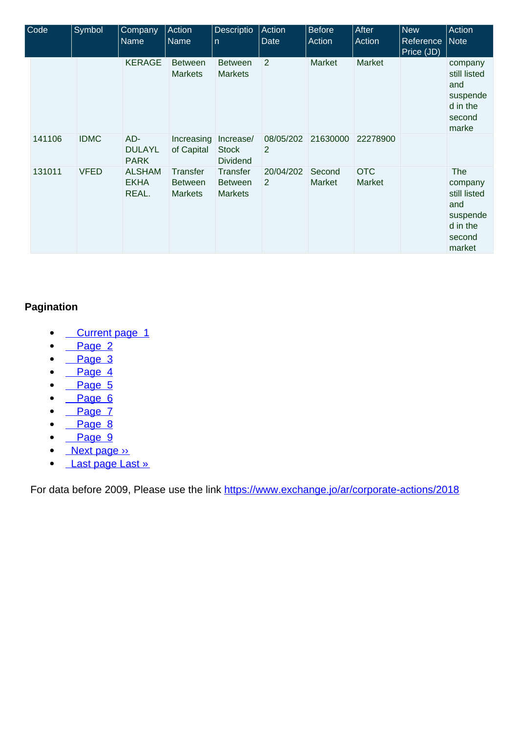| Code | Symbol | Company Name | Action Name | Description | Action Date | Before Action | After Action | New Reference Price (JD) | Action Note |
|---|---|---|---|---|---|---|---|---|---|
| | | KERAGE | Between Markets | Between Markets | 2 | Market | Market | | company still listed and suspended in the second marke |
| 141106 | IDMC | AD-DULAYL PARK | Increasing of Capital | Increase/ Stock Dividend | 08/05/2022 | 21630000 | 22278900 | | |
| 131011 | VFED | ALSHAMEKHA REAL. | Transfer Between Markets | Transfer Between Markets | 20/04/2022 | Second Market | OTC Market | | The company still listed and suspended in the second market |

**Pagination**

- Current page 1
- Page 2
- Page 3
- Page 4
- Page 5
- Page 6
- Page 7
- Page 8
- Page 9
- Next page ››
- Last page Last »

For data before 2009, Please use the link https://www.exchange.jo/ar/corporate-actions/2018